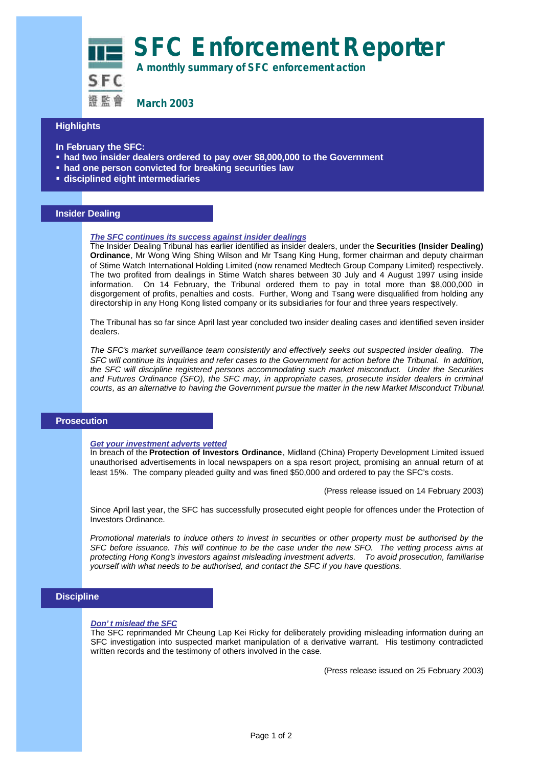# SFC Enforcement Reporter

**A monthly summary of SFC enforcement action**

SFC
證監會

**March 2003**

## Highlights

**In February the SFC:**

- **had two insider dealers ordered to pay over $8,000,000 to the Government**
- **had one person convicted for breaking securities law**
- **disciplined eight intermediaries**

## Insider Dealing

***The SFC continues its success against insider dealings***

The Insider Dealing Tribunal has earlier identified as insider dealers, under the **Securities (Insider Dealing) Ordinance**, Mr Wong Wing Shing Wilson and Mr Tsang King Hung, former chairman and deputy chairman of Stime Watch International Holding Limited (now renamed Medtech Group Company Limited) respectively. The two profited from dealings in Stime Watch shares between 30 July and 4 August 1997 using inside information. On 14 February, the Tribunal ordered them to pay in total more than $8,000,000 in disgorgement of profits, penalties and costs. Further, Wong and Tsang were disqualified from holding any directorship in any Hong Kong listed company or its subsidiaries for four and three years respectively.

The Tribunal has so far since April last year concluded two insider dealing cases and identified seven insider dealers.

*The SFC's market surveillance team consistently and effectively seeks out suspected insider dealing. The SFC will continue its inquiries and refer cases to the Government for action before the Tribunal. In addition, the SFC will discipline registered persons accommodating such market misconduct. Under the Securities and Futures Ordinance (SFO), the SFC may, in appropriate cases, prosecute insider dealers in criminal courts, as an alternative to having the Government pursue the matter in the new Market Misconduct Tribunal.*

## Prosecution

***Get your investment adverts vetted***

In breach of the **Protection of Investors Ordinance**, Midland (China) Property Development Limited issued unauthorised advertisements in local newspapers on a spa resort project, promising an annual return of at least 15%. The company pleaded guilty and was fined $50,000 and ordered to pay the SFC's costs.

(Press release issued on 14 February 2003)

Since April last year, the SFC has successfully prosecuted eight people for offences under the Protection of Investors Ordinance.

*Promotional materials to induce others to invest in securities or other property must be authorised by the SFC before issuance. This will continue to be the case under the new SFO. The vetting process aims at protecting Hong Kong's investors against misleading investment adverts. To avoid prosecution, familiarise yourself with what needs to be authorised, and contact the SFC if you have questions.*

## Discipline

***Don't mislead the SFC***

The SFC reprimanded Mr Cheung Lap Kei Ricky for deliberately providing misleading information during an SFC investigation into suspected market manipulation of a derivative warrant. His testimony contradicted written records and the testimony of others involved in the case.

(Press release issued on 25 February 2003)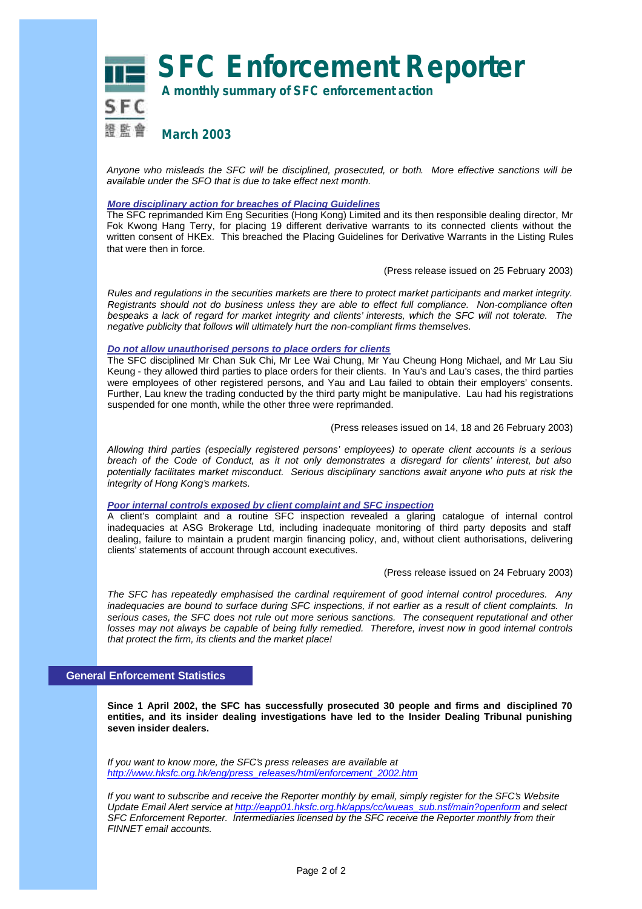# SFC Enforcement Reporter

**A monthly summary of SFC enforcement action**

SFC

證監會

**March 2003**

*Anyone who misleads the SFC will be disciplined, prosecuted, or both. More effective sanctions will be available under the SFO that is due to take effect next month.*

***More disciplinary action for breaches of Placing Guidelines***

The SFC reprimanded Kim Eng Securities (Hong Kong) Limited and its then responsible dealing director, Mr Fok Kwong Hang Terry, for placing 19 different derivative warrants to its connected clients without the written consent of HKEx. This breached the Placing Guidelines for Derivative Warrants in the Listing Rules that were then in force.

(Press release issued on 25 February 2003)

*Rules and regulations in the securities markets are there to protect market participants and market integrity. Registrants should not do business unless they are able to effect full compliance. Non-compliance often bespeaks a lack of regard for market integrity and clients' interests, which the SFC will not tolerate. The negative publicity that follows will ultimately hurt the non-compliant firms themselves.*

***Do not allow unauthorised persons to place orders for clients***

The SFC disciplined Mr Chan Suk Chi, Mr Lee Wai Chung, Mr Yau Cheung Hong Michael, and Mr Lau Siu Keung - they allowed third parties to place orders for their clients. In Yau's and Lau's cases, the third parties were employees of other registered persons, and Yau and Lau failed to obtain their employers' consents. Further, Lau knew the trading conducted by the third party might be manipulative. Lau had his registrations suspended for one month, while the other three were reprimanded.

(Press releases issued on 14, 18 and 26 February 2003)

*Allowing third parties (especially registered persons' employees) to operate client accounts is a serious breach of the Code of Conduct, as it not only demonstrates a disregard for clients' interest, but also potentially facilitates market misconduct. Serious disciplinary sanctions await anyone who puts at risk the integrity of Hong Kong's markets.*

***Poor internal controls exposed by client complaint and SFC inspection***

A client's complaint and a routine SFC inspection revealed a glaring catalogue of internal control inadequacies at ASG Brokerage Ltd, including inadequate monitoring of third party deposits and staff dealing, failure to maintain a prudent margin financing policy, and, without client authorisations, delivering clients' statements of account through account executives.

(Press release issued on 24 February 2003)

*The SFC has repeatedly emphasised the cardinal requirement of good internal control procedures. Any inadequacies are bound to surface during SFC inspections, if not earlier as a result of client complaints. In serious cases, the SFC does not rule out more serious sanctions. The consequent reputational and other losses may not always be capable of being fully remedied. Therefore, invest now in good internal controls that protect the firm, its clients and the market place!*

## General Enforcement Statistics

**Since 1 April 2002, the SFC has successfully prosecuted 30 people and firms and disciplined 70 entities, and its insider dealing investigations have led to the Insider Dealing Tribunal punishing seven insider dealers.**

*If you want to know more, the SFC's press releases are available at http://www.hksfc.org.hk/eng/press_releases/html/enforcement_2002.htm*

*If you want to subscribe and receive the Reporter monthly by email, simply register for the SFC's Website Update Email Alert service at http://eapp01.hksfc.org.hk/apps/cc/wueas_sub.nsf/main?openform and select SFC Enforcement Reporter. Intermediaries licensed by the SFC receive the Reporter monthly from their FINNET email accounts.*